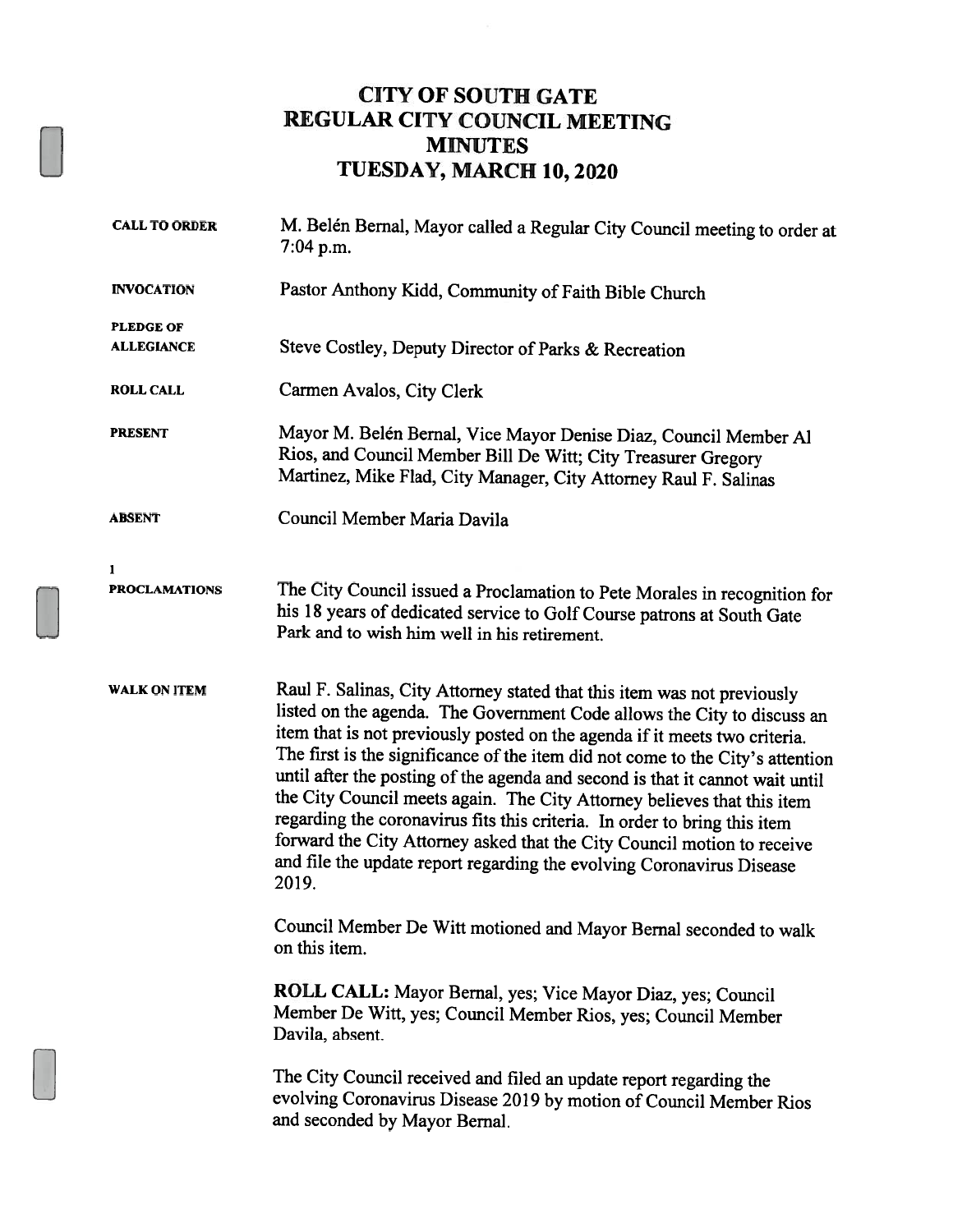# CITY OF SOUTH GATE
# REGULAR CITY COUNCIL MEETING
# MINUTES
# TUESDAY, MARCH 10, 2020

**CALL TO ORDER**

M. Belén Bernal, Mayor called a Regular City Council meeting to order at 7:04 p.m.

**INVOCATION**

Pastor Anthony Kidd, Community of Faith Bible Church

**PLEDGE OF ALLEGIANCE**

Steve Costley, Deputy Director of Parks & Recreation

**ROLL CALL**

Carmen Avalos, City Clerk

**PRESENT**

Mayor M. Belén Bernal, Vice Mayor Denise Diaz, Council Member Al Rios, and Council Member Bill De Witt; City Treasurer Gregory Martinez, Mike Flad, City Manager, City Attorney Raul F. Salinas

**ABSENT**

Council Member Maria Davila

**1**
**PROCLAMATIONS**

The City Council issued a Proclamation to Pete Morales in recognition for his 18 years of dedicated service to Golf Course patrons at South Gate Park and to wish him well in his retirement.

**WALK ON ITEM**

Raul F. Salinas, City Attorney stated that this item was not previously listed on the agenda. The Government Code allows the City to discuss an item that is not previously posted on the agenda if it meets two criteria. The first is the significance of the item did not come to the City's attention until after the posting of the agenda and second is that it cannot wait until the City Council meets again. The City Attorney believes that this item regarding the coronavirus fits this criteria. In order to bring this item forward the City Attorney asked that the City Council motion to receive and file the update report regarding the evolving Coronavirus Disease 2019.

Council Member De Witt motioned and Mayor Bernal seconded to walk on this item.

**ROLL CALL:** Mayor Bernal, yes; Vice Mayor Diaz, yes; Council Member De Witt, yes; Council Member Rios, yes; Council Member Davila, absent.

The City Council received and filed an update report regarding the evolving Coronavirus Disease 2019 by motion of Council Member Rios and seconded by Mayor Bernal.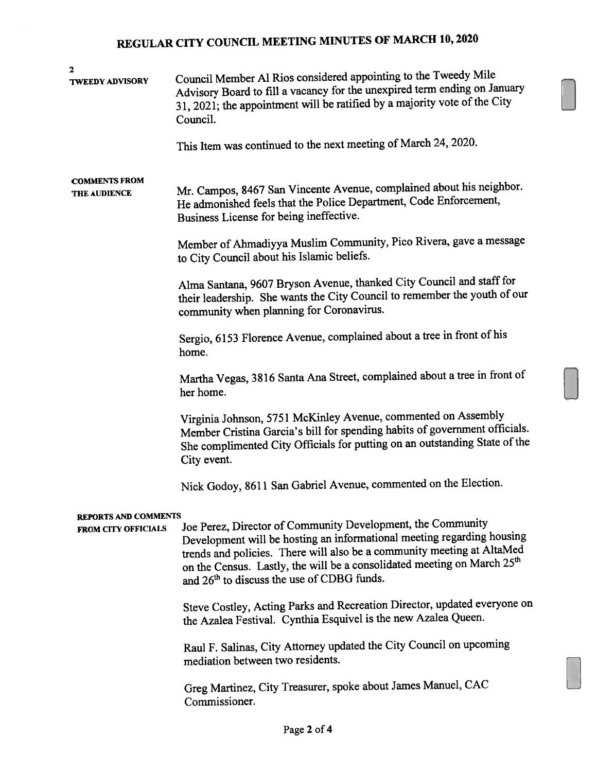# REGULAR CITY COUNCIL MEETING MINUTES OF MARCH 10, 2020

**2**
**TWEEDY ADVISORY**

Council Member Al Rios considered appointing to the Tweedy Mile Advisory Board to fill a vacancy for the unexpired term ending on January 31, 2021; the appointment will be ratified by a majority vote of the City Council.

This Item was continued to the next meeting of March 24, 2020.

**COMMENTS FROM THE AUDIENCE**

Mr. Campos, 8467 San Vincente Avenue, complained about his neighbor. He admonished feels that the Police Department, Code Enforcement, Business License for being ineffective.

Member of Ahmadiyya Muslim Community, Pico Rivera, gave a message to City Council about his Islamic beliefs.

Alma Santana, 9607 Bryson Avenue, thanked City Council and staff for their leadership. She wants the City Council to remember the youth of our community when planning for Coronavirus.

Sergio, 6153 Florence Avenue, complained about a tree in front of his home.

Martha Vegas, 3816 Santa Ana Street, complained about a tree in front of her home.

Virginia Johnson, 5751 McKinley Avenue, commented on Assembly Member Cristina Garcia's bill for spending habits of government officials. She complimented City Officials for putting on an outstanding State of the City event.

Nick Godoy, 8611 San Gabriel Avenue, commented on the Election.

**REPORTS AND COMMENTS FROM CITY OFFICIALS**

Joe Perez, Director of Community Development, the Community Development will be hosting an informational meeting regarding housing trends and policies. There will also be a community meeting at AltaMed on the Census. Lastly, the will be a consolidated meeting on March 25th and 26th to discuss the use of CDBG funds.

Steve Costley, Acting Parks and Recreation Director, updated everyone on the Azalea Festival. Cynthia Esquivel is the new Azalea Queen.

Raul F. Salinas, City Attorney updated the City Council on upcoming mediation between two residents.

Greg Martinez, City Treasurer, spoke about James Manuel, CAC Commissioner.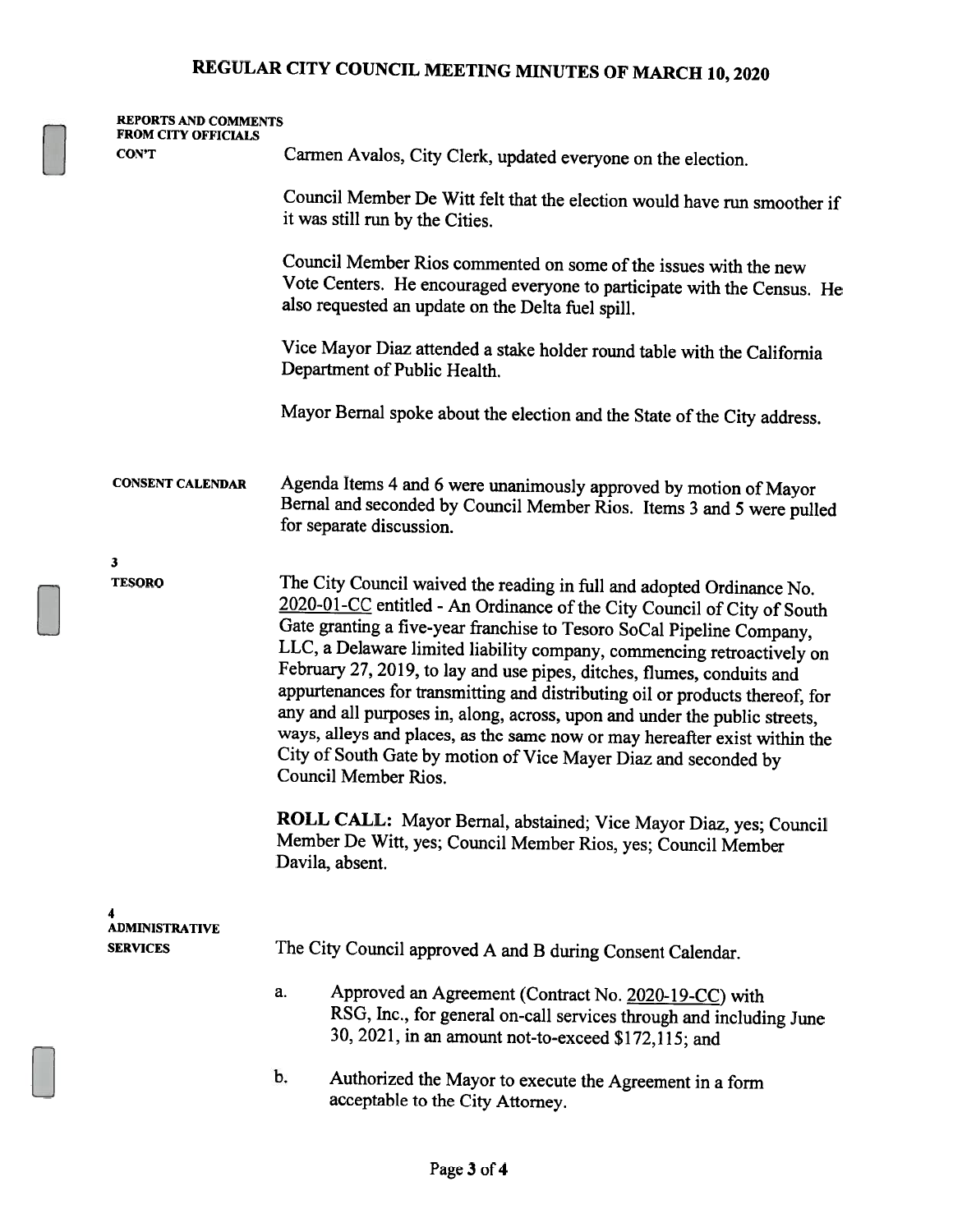# REGULAR CITY COUNCIL MEETING MINUTES OF MARCH 10, 2020

**REPORTS AND COMMENTS FROM CITY OFFICIALS CON'T**

Carmen Avalos, City Clerk, updated everyone on the election.

Council Member De Witt felt that the election would have run smoother if it was still run by the Cities.

Council Member Rios commented on some of the issues with the new Vote Centers. He encouraged everyone to participate with the Census. He also requested an update on the Delta fuel spill.

Vice Mayor Diaz attended a stake holder round table with the California Department of Public Health.

Mayor Bernal spoke about the election and the State of the City address.

**CONSENT CALENDAR**

Agenda Items 4 and 6 were unanimously approved by motion of Mayor Bernal and seconded by Council Member Rios. Items 3 and 5 were pulled for separate discussion.

**3**
**TESORO**

The City Council waived the reading in full and adopted Ordinance No. 2020-01-CC entitled - An Ordinance of the City Council of City of South Gate granting a five-year franchise to Tesoro SoCal Pipeline Company, LLC, a Delaware limited liability company, commencing retroactively on February 27, 2019, to lay and use pipes, ditches, flumes, conduits and appurtenances for transmitting and distributing oil or products thereof, for any and all purposes in, along, across, upon and under the public streets, ways, alleys and places, as the same now or may hereafter exist within the City of South Gate by motion of Vice Mayer Diaz and seconded by Council Member Rios.

**ROLL CALL:** Mayor Bernal, abstained; Vice Mayor Diaz, yes; Council Member De Witt, yes; Council Member Rios, yes; Council Member Davila, absent.

**4**
**ADMINISTRATIVE SERVICES**

The City Council approved A and B during Consent Calendar.

a. Approved an Agreement (Contract No. 2020-19-CC) with RSG, Inc., for general on-call services through and including June 30, 2021, in an amount not-to-exceed $172,115; and

b. Authorized the Mayor to execute the Agreement in a form acceptable to the City Attorney.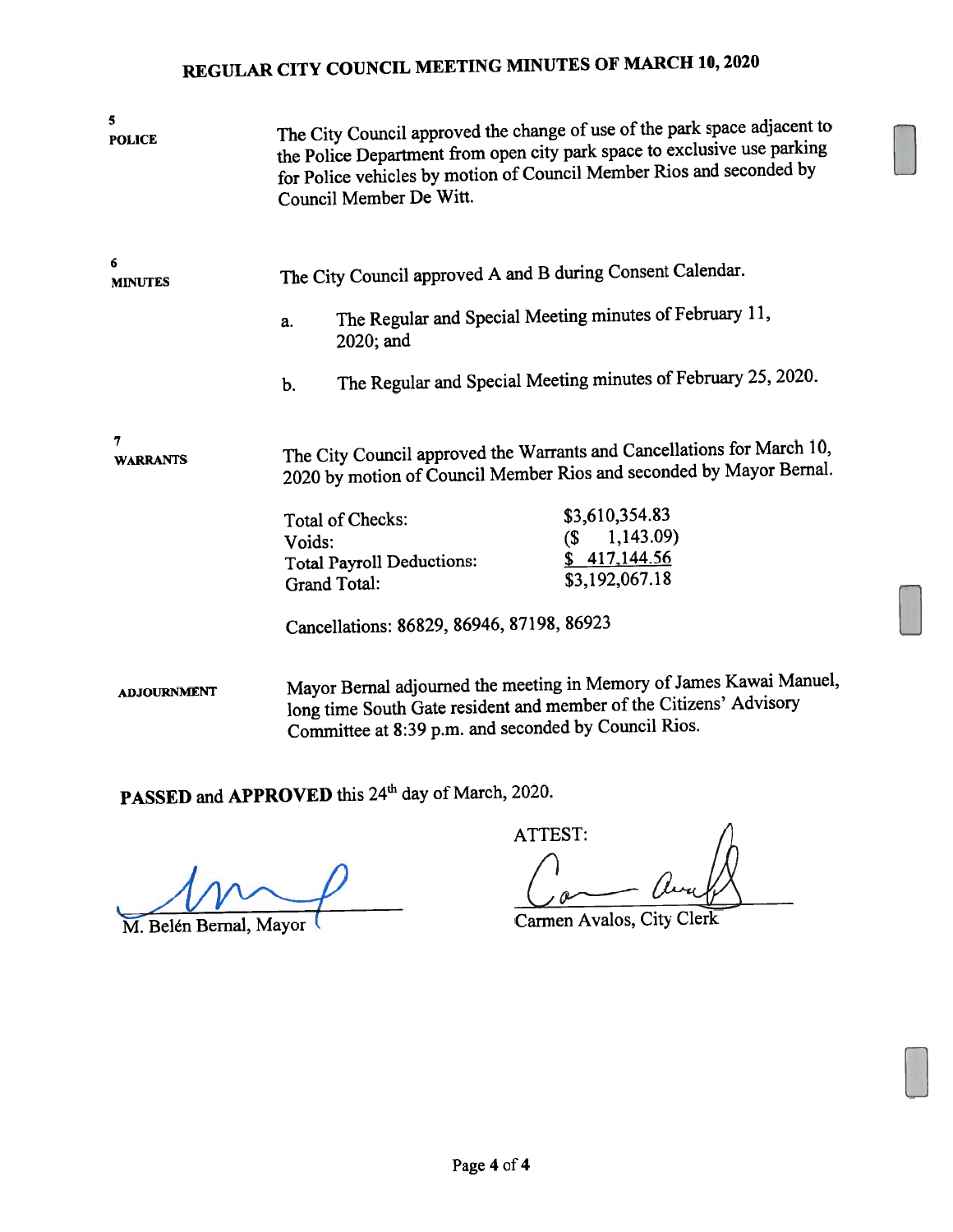# REGULAR CITY COUNCIL MEETING MINUTES OF MARCH 10, 2020

**5**
**POLICE**

The City Council approved the change of use of the park space adjacent to the Police Department from open city park space to exclusive use parking for Police vehicles by motion of Council Member Rios and seconded by Council Member De Witt.

**6**
**MINUTES**

The City Council approved A and B during Consent Calendar.

a. The Regular and Special Meeting minutes of February 11, 2020; and

b. The Regular and Special Meeting minutes of February 25, 2020.

**7**
**WARRANTS**

The City Council approved the Warrants and Cancellations for March 10, 2020 by motion of Council Member Rios and seconded by Mayor Bernal.

| | |
|---|---|
| Total of Checks: | $3,610,354.83 |
| Voids: | ($ 1,143.09) |
| Total Payroll Deductions: | $ 417,144.56 |
| Grand Total: | $3,192,067.18 |

Cancellations: 86829, 86946, 87198, 86923

**ADJOURNMENT**

Mayor Bernal adjourned the meeting in Memory of James Kawai Manuel, long time South Gate resident and member of the Citizens' Advisory Committee at 8:39 p.m. and seconded by Council Rios.

**PASSED** and **APPROVED** this 24th day of March, 2020.

M. Belén Bernal, Mayor

ATTEST:

Carmen Avalos, City Clerk